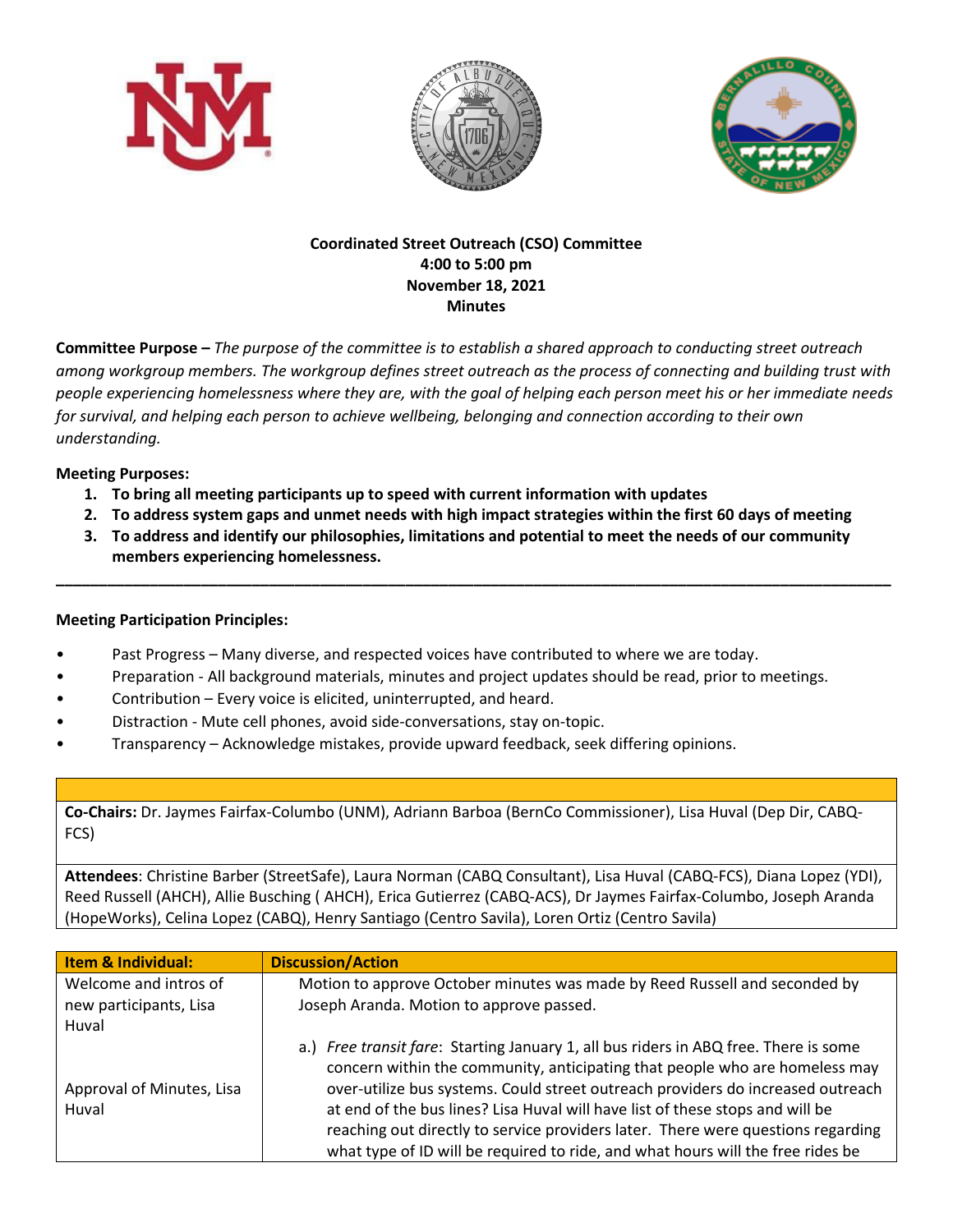**Coordinated Street Outreach (CSO) Committee**
**4:00 to 5:00 pm**
**November 18, 2021**
**Minutes**

**Committee Purpose –** *The purpose of the committee is to establish a shared approach to conducting street outreach among workgroup members. The workgroup defines street outreach as the process of connecting and building trust with people experiencing homelessness where they are, with the goal of helping each person meet his or her immediate needs for survival, and helping each person to achieve wellbeing, belonging and connection according to their own understanding.*

**Meeting Purposes:**

1. **To bring all meeting participants up to speed with current information with updates**
2. **To address system gaps and unmet needs with high impact strategies within the first 60 days of meeting**
3. **To address and identify our philosophies, limitations and potential to meet the needs of our community members experiencing homelessness.**

---

**Meeting Participation Principles:**

- Past Progress – Many diverse, and respected voices have contributed to where we are today.
- Preparation - All background materials, minutes and project updates should be read, prior to meetings.
- Contribution – Every voice is elicited, uninterrupted, and heard.
- Distraction - Mute cell phones, avoid side-conversations, stay on-topic.
- Transparency – Acknowledge mistakes, provide upward feedback, seek differing opinions.

**Co-Chairs:** Dr. Jaymes Fairfax-Columbo (UNM), Adriann Barboa (BernCo Commissioner), Lisa Huval (Dep Dir, CABQ-FCS)

**Attendees**: Christine Barber (StreetSafe), Laura Norman (CABQ Consultant), Lisa Huval (CABQ-FCS), Diana Lopez (YDI), Reed Russell (AHCH), Allie Busching ( AHCH), Erica Gutierrez (CABQ-ACS), Dr Jaymes Fairfax-Columbo, Joseph Aranda (HopeWorks), Celina Lopez (CABQ), Henry Santiago (Centro Savila), Loren Ortiz (Centro Savila)

| Item & Individual: | Discussion/Action |
|---|---|
| Welcome and intros of new participants, Lisa Huval<br><br>Approval of Minutes, Lisa Huval | Motion to approve October minutes was made by Reed Russell and seconded by Joseph Aranda. Motion to approve passed.<br><br>a.) *Free transit fare*: Starting January 1, all bus riders in ABQ free. There is some concern within the community, anticipating that people who are homeless may over-utilize bus systems. Could street outreach providers do increased outreach at end of the bus lines? Lisa Huval will have list of these stops and will be reaching out directly to service providers later. There were questions regarding what type of ID will be required to ride, and what hours will the free rides be |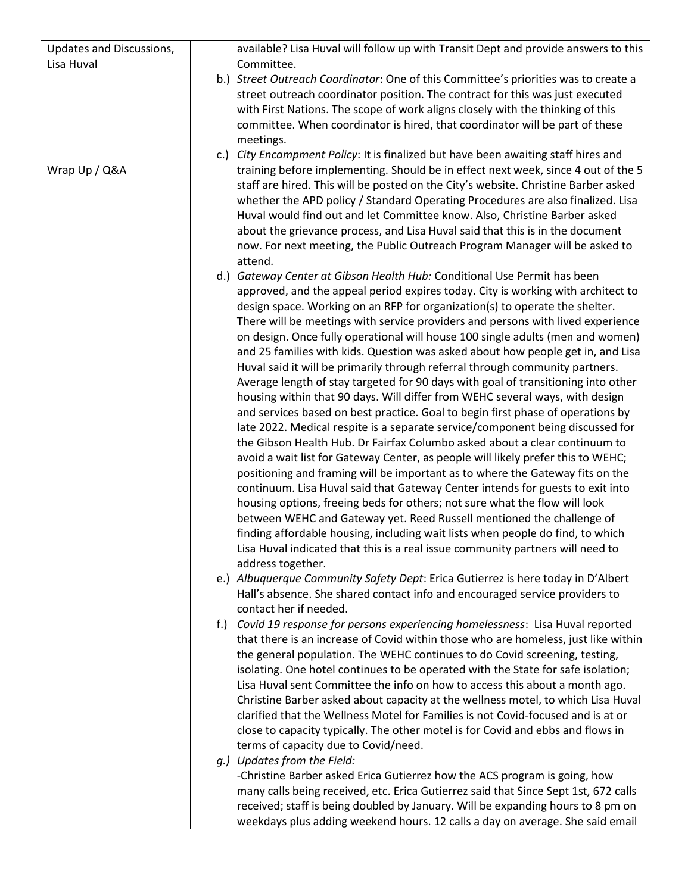| | |
|---|---|
| Updates and Discussions, Lisa Huval<br><br>Wrap Up / Q&A | available? Lisa Huval will follow up with Transit Dept and provide answers to this Committee.<br>b.) *Street Outreach Coordinator*: One of this Committee's priorities was to create a street outreach coordinator position. The contract for this was just executed with First Nations. The scope of work aligns closely with the thinking of this committee. When coordinator is hired, that coordinator will be part of these meetings.<br>c.) *City Encampment Policy*: It is finalized but have been awaiting staff hires and training before implementing. Should be in effect next week, since 4 out of the 5 staff are hired. This will be posted on the City's website. Christine Barber asked whether the APD policy / Standard Operating Procedures are also finalized. Lisa Huval would find out and let Committee know. Also, Christine Barber asked about the grievance process, and Lisa Huval said that this is in the document now. For next meeting, the Public Outreach Program Manager will be asked to attend.<br>d.) *Gateway Center at Gibson Health Hub:* Conditional Use Permit has been approved, and the appeal period expires today. City is working with architect to design space. Working on an RFP for organization(s) to operate the shelter. There will be meetings with service providers and persons with lived experience on design. Once fully operational will house 100 single adults (men and women) and 25 families with kids. Question was asked about how people get in, and Lisa Huval said it will be primarily through referral through community partners. Average length of stay targeted for 90 days with goal of transitioning into other housing within that 90 days. Will differ from WEHC several ways, with design and services based on best practice. Goal to begin first phase of operations by late 2022. Medical respite is a separate service/component being discussed for the Gibson Health Hub. Dr Fairfax Columbo asked about a clear continuum to avoid a wait list for Gateway Center, as people will likely prefer this to WEHC; positioning and framing will be important as to where the Gateway fits on the continuum. Lisa Huval said that Gateway Center intends for guests to exit into housing options, freeing beds for others; not sure what the flow will look between WEHC and Gateway yet. Reed Russell mentioned the challenge of finding affordable housing, including wait lists when people do find, to which Lisa Huval indicated that this is a real issue community partners will need to address together.<br>e.) *Albuquerque Community Safety Dept*: Erica Gutierrez is here today in D'Albert Hall's absence. She shared contact info and encouraged service providers to contact her if needed.<br>f.) *Covid 19 response for persons experiencing homelessness*: Lisa Huval reported that there is an increase of Covid within those who are homeless, just like within the general population. The WEHC continues to do Covid screening, testing, isolating. One hotel continues to be operated with the State for safe isolation; Lisa Huval sent Committee the info on how to access this about a month ago. Christine Barber asked about capacity at the wellness motel, to which Lisa Huval clarified that the Wellness Motel for Families is not Covid-focused and is at or close to capacity typically. The other motel is for Covid and ebbs and flows in terms of capacity due to Covid/need.<br>*g.) Updates from the Field:*<br>-Christine Barber asked Erica Gutierrez how the ACS program is going, how many calls being received, etc. Erica Gutierrez said that Since Sept 1st, 672 calls received; staff is being doubled by January. Will be expanding hours to 8 pm on weekdays plus adding weekend hours. 12 calls a day on average. She said email |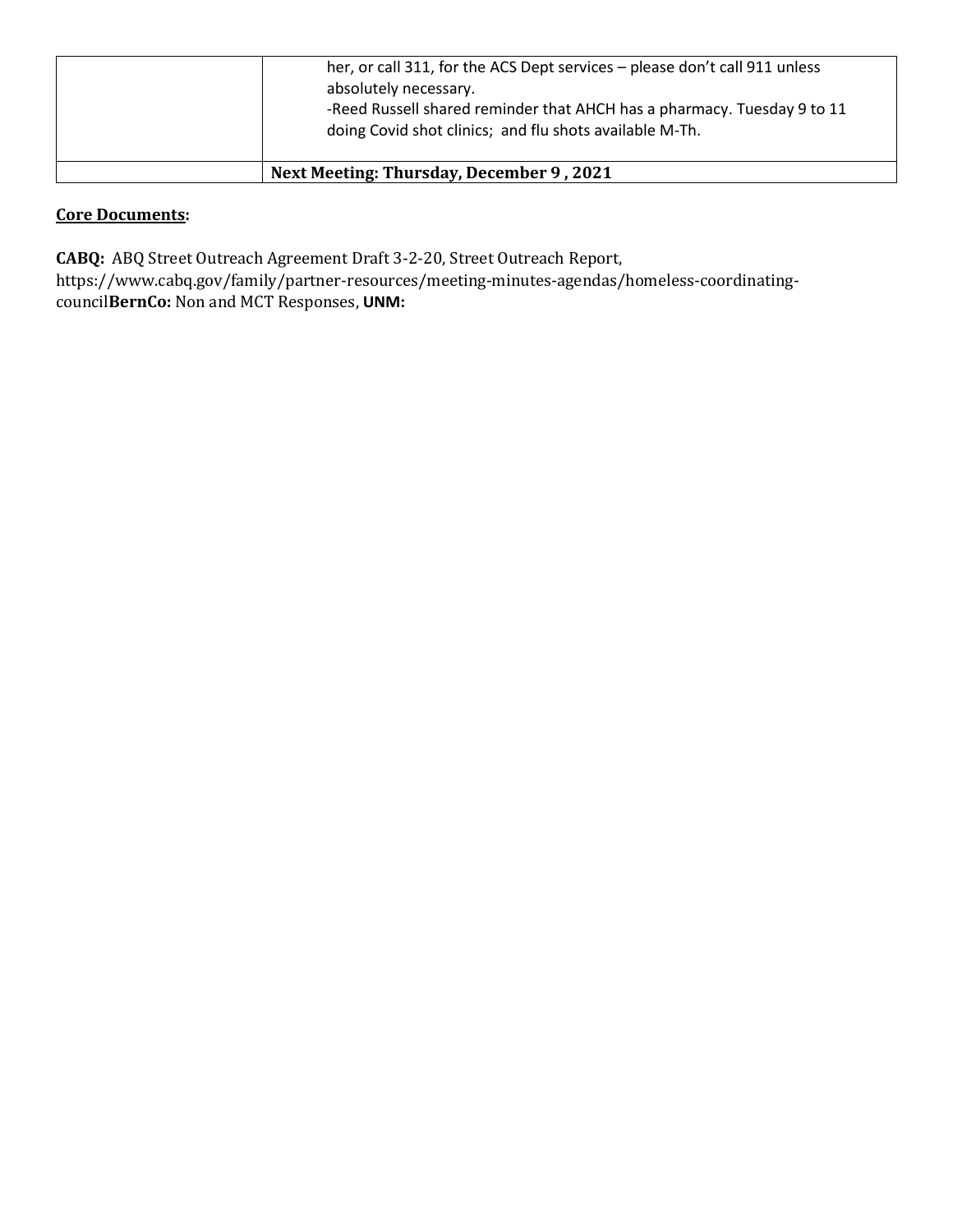| | |
|---|---|
| | her, or call 311, for the ACS Dept services – please don't call 911 unless absolutely necessary.<br>-Reed Russell shared reminder that AHCH has a pharmacy. Tuesday 9 to 11 doing Covid shot clinics; and flu shots available M-Th. |
| | **Next Meeting: Thursday, December 9 , 2021** |

**<u>Core Documents</u>:**

**CABQ:** ABQ Street Outreach Agreement Draft 3-2-20, Street Outreach Report, https://www.cabq.gov/family/partner-resources/meeting-minutes-agendas/homeless-coordinating-council**BernCo:** Non and MCT Responses, **UNM:**